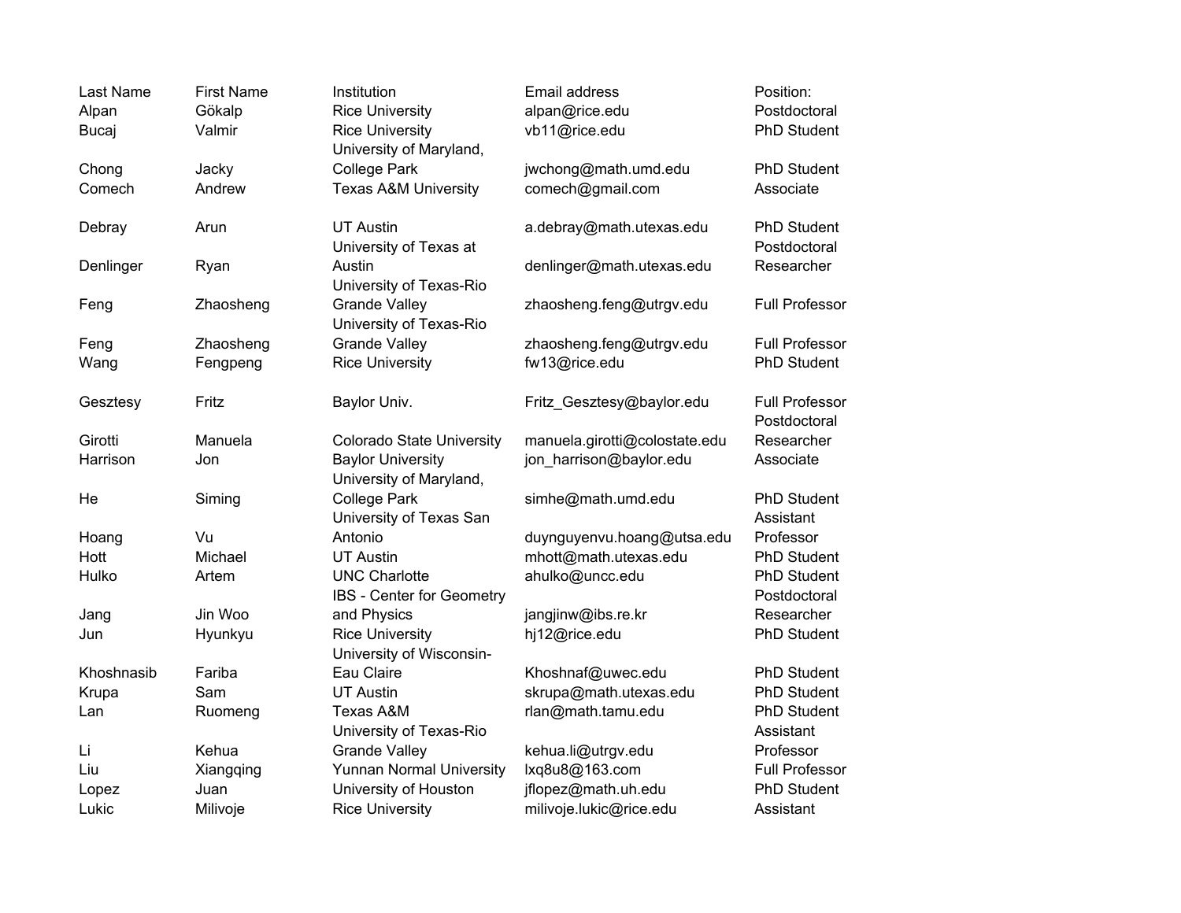| Last Name | First Name | Institution | Email address | Position: |
|---|---|---|---|---|
| Alpan | Gökalp | Rice University | alpan@rice.edu | Postdoctoral |
| Bucaj | Valmir | Rice University | vb11@rice.edu | PhD Student |
| Chong | Jacky | University of Maryland, College Park | jwchong@math.umd.edu | PhD Student |
| Comech | Andrew | Texas A&M University | comech@gmail.com | Associate |
| Debray | Arun | UT Austin | a.debray@math.utexas.edu | PhD Student |
| Denlinger | Ryan | University of Texas at Austin | denlinger@math.utexas.edu | Postdoctoral Researcher |
| Feng | Zhaosheng | University of Texas-Rio Grande Valley | zhaosheng.feng@utrgv.edu | Full Professor |
| Feng | Zhaosheng | University of Texas-Rio Grande Valley | zhaosheng.feng@utrgv.edu | Full Professor |
| Wang | Fengpeng | Rice University | fw13@rice.edu | PhD Student |
| Gesztesy | Fritz | Baylor Univ. | Fritz_Gesztesy@baylor.edu | Full Professor |
| Girotti | Manuela | Colorado State University | manuela.girotti@colostate.edu | Postdoctoral Researcher |
| Harrison | Jon | Baylor University | jon_harrison@baylor.edu | Associate |
| He | Siming | University of Maryland, College Park | simhe@math.umd.edu | PhD Student |
| Hoang | Vu | University of Texas San Antonio | duynguyenvu.hoang@utsa.edu | Assistant Professor |
| Hott | Michael | UT Austin | mhott@math.utexas.edu | PhD Student |
| Hulko | Artem | UNC Charlotte | ahulko@uncc.edu | PhD Student |
| Jang | Jin Woo | IBS - Center for Geometry and Physics | jangjinw@ibs.re.kr | Postdoctoral Researcher |
| Jun | Hyunkyu | Rice University | hj12@rice.edu | PhD Student |
| Khoshnasib | Fariba | University of Wisconsin-Eau Claire | Khoshnaf@uwec.edu | PhD Student |
| Krupa | Sam | UT Austin | skrupa@math.utexas.edu | PhD Student |
| Lan | Ruomeng | Texas A&M | rlan@math.tamu.edu | PhD Student |
| Li | Kehua | University of Texas-Rio Grande Valley | kehua.li@utrgv.edu | Assistant Professor |
| Liu | Xiangqing | Yunnan Normal University | lxq8u8@163.com | Full Professor |
| Lopez | Juan | University of Houston | jflopez@math.uh.edu | PhD Student |
| Lukic | Milivoje | Rice University | milivoje.lukic@rice.edu | Assistant |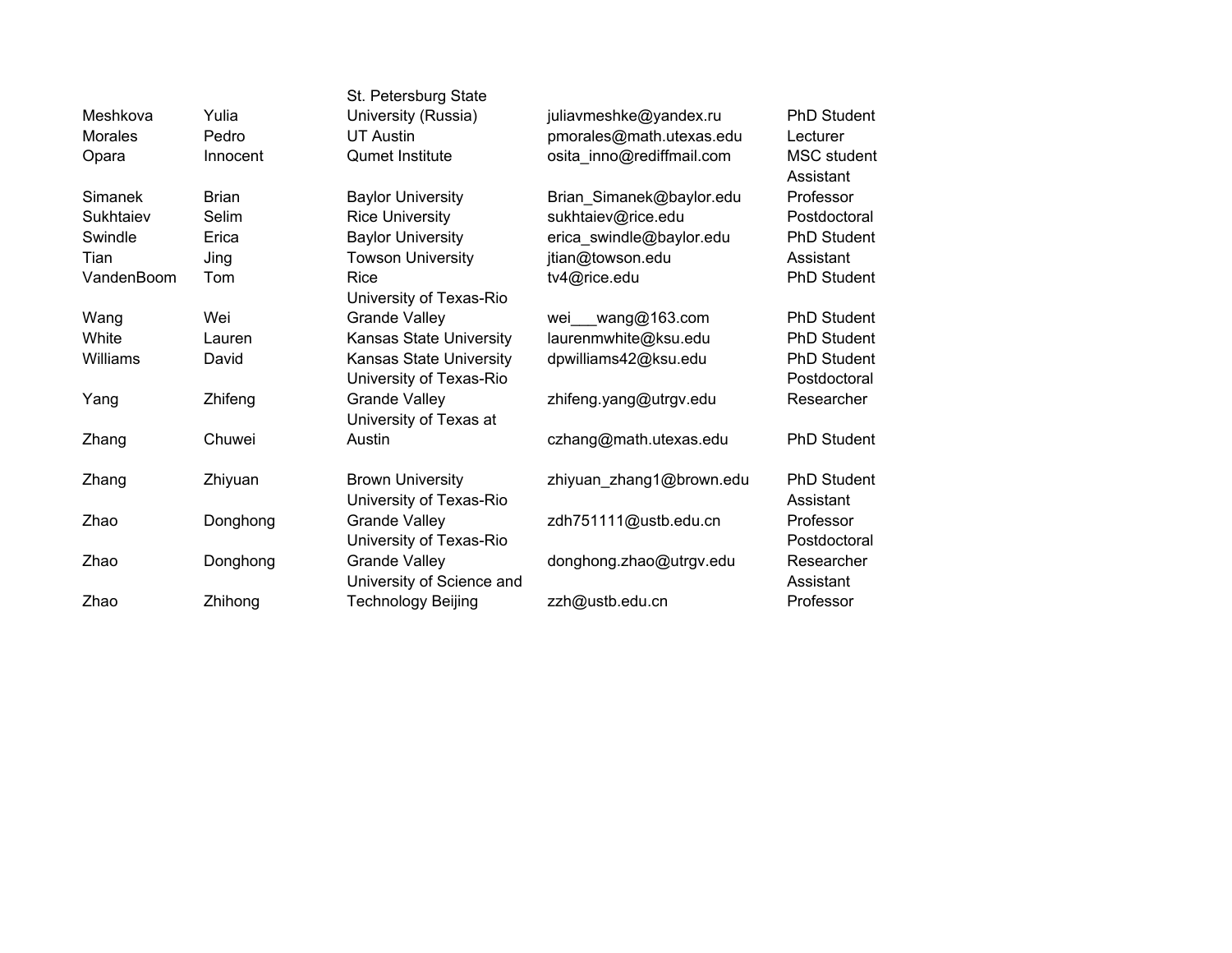| | | | | |
|---|---|---|---|---|
| Meshkova | Yulia | St. Petersburg State University (Russia) | juliavmeshke@yandex.ru | PhD Student |
| Morales | Pedro | UT Austin | pmorales@math.utexas.edu | Lecturer |
| Opara | Innocent | Qumet Institute | osita_inno@rediffmail.com | MSC student |
| Simanek | Brian | Baylor University | Brian_Simanek@baylor.edu | Assistant Professor |
| Sukhtaiev | Selim | Rice University | sukhtaiev@rice.edu | Postdoctoral |
| Swindle | Erica | Baylor University | erica_swindle@baylor.edu | PhD Student |
| Tian | Jing | Towson University | jtian@towson.edu | Assistant |
| VandenBoom | Tom | Rice | tv4@rice.edu | PhD Student |
| Wang | Wei | University of Texas-Rio Grande Valley | wei___wang@163.com | PhD Student |
| White | Lauren | Kansas State University | laurenmwhite@ksu.edu | PhD Student |
| Williams | David | Kansas State University | dpwilliams42@ksu.edu | PhD Student |
| Yang | Zhifeng | University of Texas-Rio Grande Valley | zhifeng.yang@utrgv.edu | Postdoctoral Researcher |
| Zhang | Chuwei | University of Texas at Austin | czhang@math.utexas.edu | PhD Student |
| Zhang | Zhiyuan | Brown University | zhiyuan_zhang1@brown.edu | PhD Student |
| Zhao | Donghong | University of Texas-Rio Grande Valley | zdh751111@ustb.edu.cn | Assistant Professor |
| Zhao | Donghong | University of Texas-Rio Grande Valley | donghong.zhao@utrgv.edu | Postdoctoral Researcher |
| Zhao | Zhihong | University of Science and Technology Beijing | zzh@ustb.edu.cn | Assistant Professor |